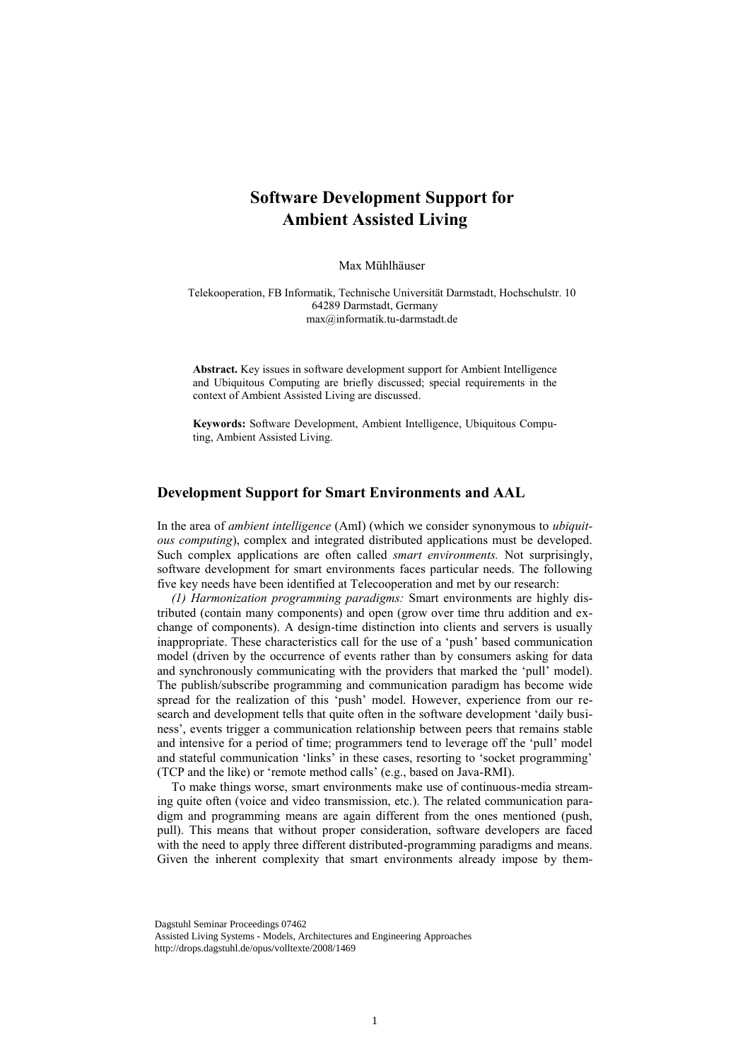# Software Development Support for Ambient Assisted Living

Max Mühlhäuser

Telekooperation, FB Informatik, Technische Universität Darmstadt, Hochschulstr. 10
64289 Darmstadt, Germany
max@informatik.tu-darmstadt.de

**Abstract.** Key issues in software development support for Ambient Intelligence and Ubiquitous Computing are briefly discussed; special requirements in the context of Ambient Assisted Living are discussed.

**Keywords:** Software Development, Ambient Intelligence, Ubiquitous Computing, Ambient Assisted Living.

## Development Support for Smart Environments and AAL

In the area of *ambient intelligence* (AmI) (which we consider synonymous to *ubiquitous computing*), complex and integrated distributed applications must be developed. Such complex applications are often called *smart environments.* Not surprisingly, software development for smart environments faces particular needs. The following five key needs have been identified at Telecooperation and met by our research:

*(1) Harmonization programming paradigms:* Smart environments are highly distributed (contain many components) and open (grow over time thru addition and exchange of components). A design-time distinction into clients and servers is usually inappropriate. These characteristics call for the use of a 'push' based communication model (driven by the occurrence of events rather than by consumers asking for data and synchronously communicating with the providers that marked the 'pull' model). The publish/subscribe programming and communication paradigm has become wide spread for the realization of this 'push' model. However, experience from our research and development tells that quite often in the software development 'daily business', events trigger a communication relationship between peers that remains stable and intensive for a period of time; programmers tend to leverage off the 'pull' model and stateful communication 'links' in these cases, resorting to 'socket programming' (TCP and the like) or 'remote method calls' (e.g., based on Java-RMI).

To make things worse, smart environments make use of continuous-media streaming quite often (voice and video transmission, etc.). The related communication paradigm and programming means are again different from the ones mentioned (push, pull). This means that without proper consideration, software developers are faced with the need to apply three different distributed-programming paradigms and means. Given the inherent complexity that smart environments already impose by them-

Dagstuhl Seminar Proceedings 07462
Assisted Living Systems - Models, Architectures and Engineering Approaches
http://drops.dagstuhl.de/opus/volltexte/2008/1469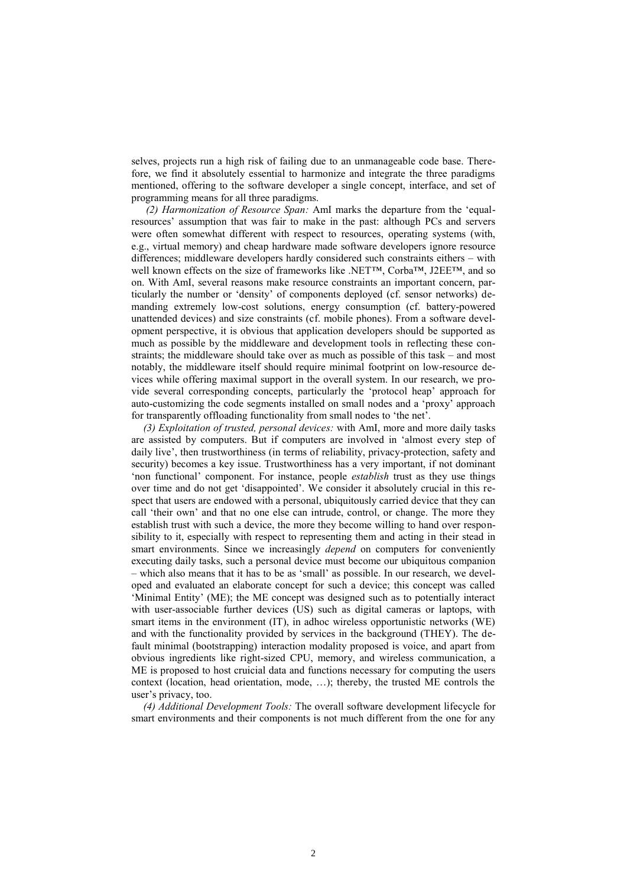selves, projects run a high risk of failing due to an unmanageable code base. Therefore, we find it absolutely essential to harmonize and integrate the three paradigms mentioned, offering to the software developer a single concept, interface, and set of programming means for all three paradigms.

*(2) Harmonization of Resource Span:* AmI marks the departure from the 'equal-resources' assumption that was fair to make in the past: although PCs and servers were often somewhat different with respect to resources, operating systems (with, e.g., virtual memory) and cheap hardware made software developers ignore resource differences; middleware developers hardly considered such constraints eithers – with well known effects on the size of frameworks like .NET™, Corba™, J2EE™, and so on. With AmI, several reasons make resource constraints an important concern, particularly the number or 'density' of components deployed (cf. sensor networks) demanding extremely low-cost solutions, energy consumption (cf. battery-powered unattended devices) and size constraints (cf. mobile phones). From a software development perspective, it is obvious that application developers should be supported as much as possible by the middleware and development tools in reflecting these constraints; the middleware should take over as much as possible of this task – and most notably, the middleware itself should require minimal footprint on low-resource devices while offering maximal support in the overall system. In our research, we provide several corresponding concepts, particularly the 'protocol heap' approach for auto-customizing the code segments installed on small nodes and a 'proxy' approach for transparently offloading functionality from small nodes to 'the net'.

*(3) Exploitation of trusted, personal devices:* with AmI, more and more daily tasks are assisted by computers. But if computers are involved in 'almost every step of daily live', then trustworthiness (in terms of reliability, privacy-protection, safety and security) becomes a key issue. Trustworthiness has a very important, if not dominant 'non functional' component. For instance, people *establish* trust as they use things over time and do not get 'disappointed'. We consider it absolutely crucial in this respect that users are endowed with a personal, ubiquitously carried device that they can call 'their own' and that no one else can intrude, control, or change. The more they establish trust with such a device, the more they become willing to hand over responsibility to it, especially with respect to representing them and acting in their stead in smart environments. Since we increasingly *depend* on computers for conveniently executing daily tasks, such a personal device must become our ubiquitous companion – which also means that it has to be as 'small' as possible. In our research, we developed and evaluated an elaborate concept for such a device; this concept was called 'Minimal Entity' (ME); the ME concept was designed such as to potentially interact with user-associable further devices (US) such as digital cameras or laptops, with smart items in the environment (IT), in adhoc wireless opportunistic networks (WE) and with the functionality provided by services in the background (THEY). The default minimal (bootstrapping) interaction modality proposed is voice, and apart from obvious ingredients like right-sized CPU, memory, and wireless communication, a ME is proposed to host cruicial data and functions necessary for computing the users context (location, head orientation, mode, …); thereby, the trusted ME controls the user's privacy, too.

*(4) Additional Development Tools:* The overall software development lifecycle for smart environments and their components is not much different from the one for any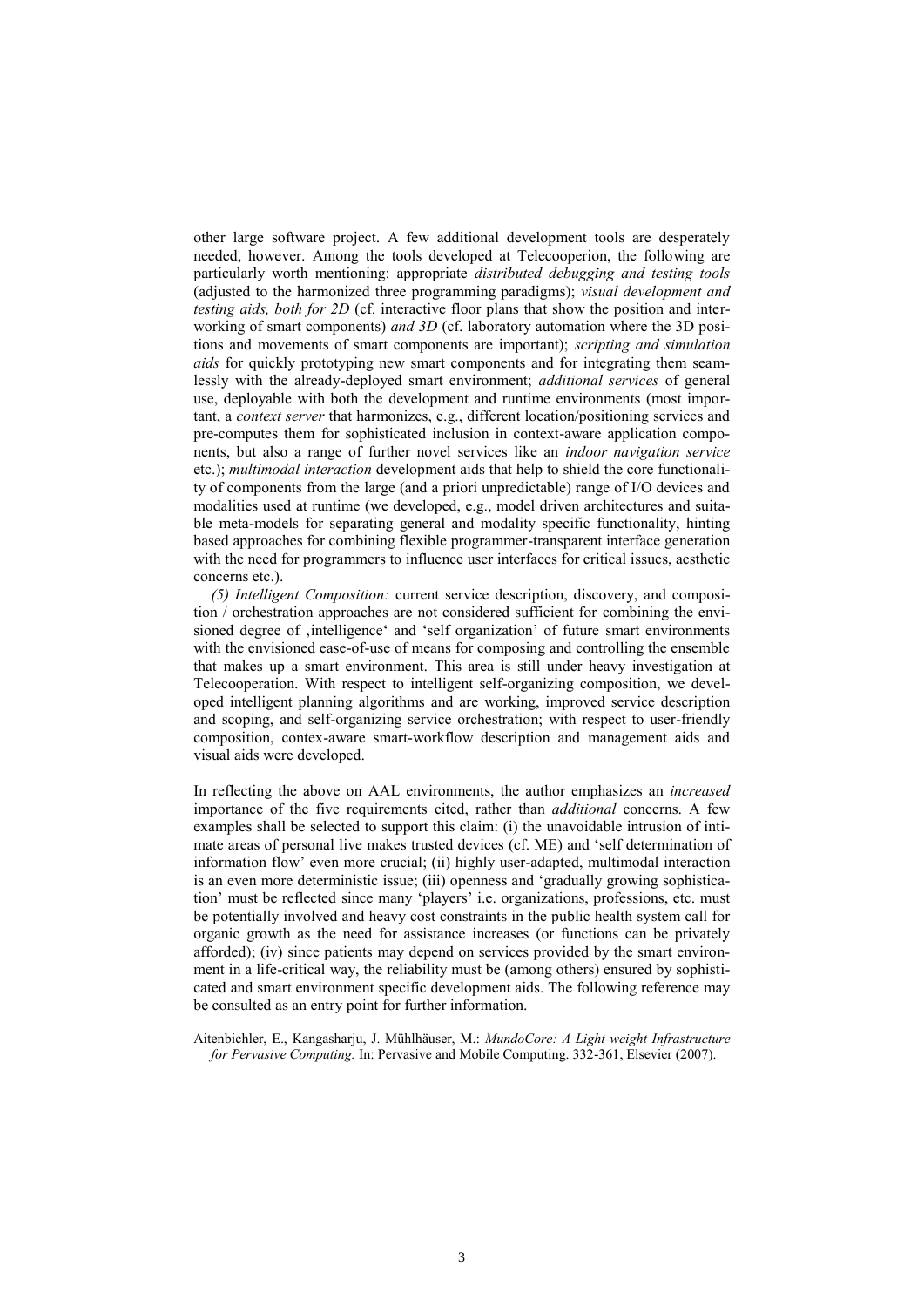other large software project. A few additional development tools are desperately needed, however. Among the tools developed at Telecooperion, the following are particularly worth mentioning: appropriate *distributed debugging and testing tools* (adjusted to the harmonized three programming paradigms); *visual development and testing aids, both for 2D* (cf. interactive floor plans that show the position and interworking of smart components) *and 3D* (cf. laboratory automation where the 3D positions and movements of smart components are important); *scripting and simulation aids* for quickly prototyping new smart components and for integrating them seamlessly with the already-deployed smart environment; *additional services* of general use, deployable with both the development and runtime environments (most important, a *context server* that harmonizes, e.g., different location/positioning services and pre-computes them for sophisticated inclusion in context-aware application components, but also a range of further novel services like an *indoor navigation service* etc.); *multimodal interaction* development aids that help to shield the core functionality of components from the large (and a priori unpredictable) range of I/O devices and modalities used at runtime (we developed, e.g., model driven architectures and suitable meta-models for separating general and modality specific functionality, hinting based approaches for combining flexible programmer-transparent interface generation with the need for programmers to influence user interfaces for critical issues, aesthetic concerns etc.).

*(5) Intelligent Composition:* current service description, discovery, and composition / orchestration approaches are not considered sufficient for combining the envisioned degree of ‚intelligence' and 'self organization' of future smart environments with the envisioned ease-of-use of means for composing and controlling the ensemble that makes up a smart environment. This area is still under heavy investigation at Telecooperation. With respect to intelligent self-organizing composition, we developed intelligent planning algorithms and are working, improved service description and scoping, and self-organizing service orchestration; with respect to user-friendly composition, contex-aware smart-workflow description and management aids and visual aids were developed.

In reflecting the above on AAL environments, the author emphasizes an *increased* importance of the five requirements cited, rather than *additional* concerns. A few examples shall be selected to support this claim: (i) the unavoidable intrusion of intimate areas of personal live makes trusted devices (cf. ME) and 'self determination of information flow' even more crucial; (ii) highly user-adapted, multimodal interaction is an even more deterministic issue; (iii) openness and 'gradually growing sophistication' must be reflected since many 'players' i.e. organizations, professions, etc. must be potentially involved and heavy cost constraints in the public health system call for organic growth as the need for assistance increases (or functions can be privately afforded); (iv) since patients may depend on services provided by the smart environment in a life-critical way, the reliability must be (among others) ensured by sophisticated and smart environment specific development aids. The following reference may be consulted as an entry point for further information.

Aitenbichler, E., Kangasharju, J. Mühlhäuser, M.: *MundoCore: A Light-weight Infrastructure for Pervasive Computing.* In: Pervasive and Mobile Computing. 332-361, Elsevier (2007).